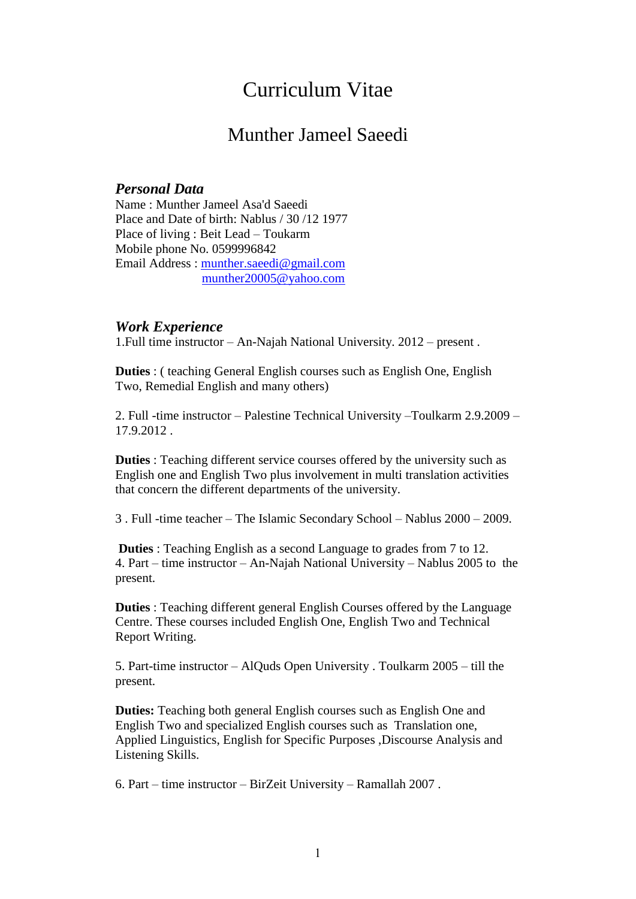# Curriculum Vitae

## Munther Jameel Saeedi

### *Personal Data*

Name : Munther Jameel Asa'd Saeedi
Place and Date of birth: Nablus / 30 /12 1977
Place of living : Beit Lead – Toukarm
Mobile phone No. 0599996842
Email Address : munther.saeedi@gmail.com
munther20005@yahoo.com

### *Work Experience*

1.Full time instructor – An-Najah National University. 2012 – present .

**Duties** : ( teaching General English courses such as English One, English Two, Remedial English and many others)

2. Full -time instructor – Palestine Technical University –Toulkarm 2.9.2009 – 17.9.2012 .

**Duties** : Teaching different service courses offered by the university such as English one and English Two plus involvement in multi translation activities that concern the different departments of the university.

3 . Full -time teacher – The Islamic Secondary School – Nablus 2000 – 2009.

**Duties** : Teaching English as a second Language to grades from 7 to 12.
4. Part – time instructor – An-Najah National University – Nablus 2005 to the present.

**Duties** : Teaching different general English Courses offered by the Language Centre. These courses included English One, English Two and Technical Report Writing.

5. Part-time instructor – AlQuds Open University . Toulkarm 2005 – till the present.

**Duties:** Teaching both general English courses such as English One and English Two and specialized English courses such as Translation one, Applied Linguistics, English for Specific Purposes ,Discourse Analysis and Listening Skills.

6. Part – time instructor – BirZeit University – Ramallah 2007 .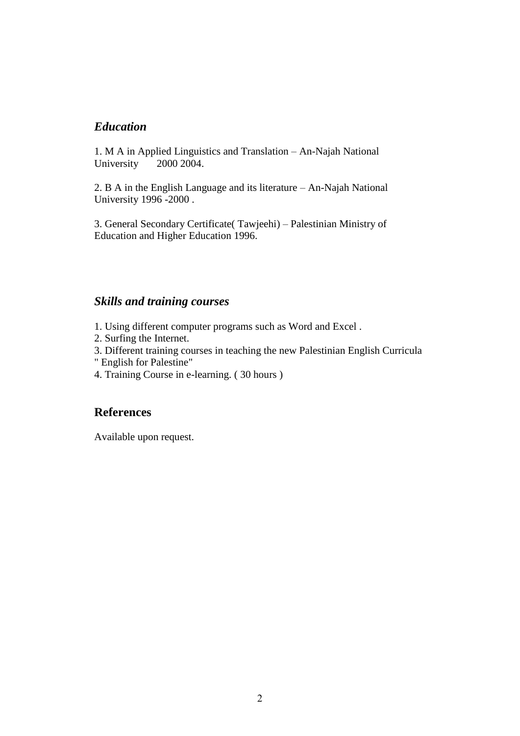## *Education*

1. M A in Applied Linguistics and Translation – An-Najah National University 2000 2004.

2. B A in the English Language and its literature – An-Najah National University 1996 -2000 .

3. General Secondary Certificate( Tawjeehi) – Palestinian Ministry of Education and Higher Education 1996.

## *Skills and training courses*

1. Using different computer programs such as Word and Excel .
2. Surfing the Internet.
3. Different training courses in teaching the new Palestinian English Curricula " English for Palestine"
4. Training Course in e-learning. ( 30 hours )

## References

Available upon request.